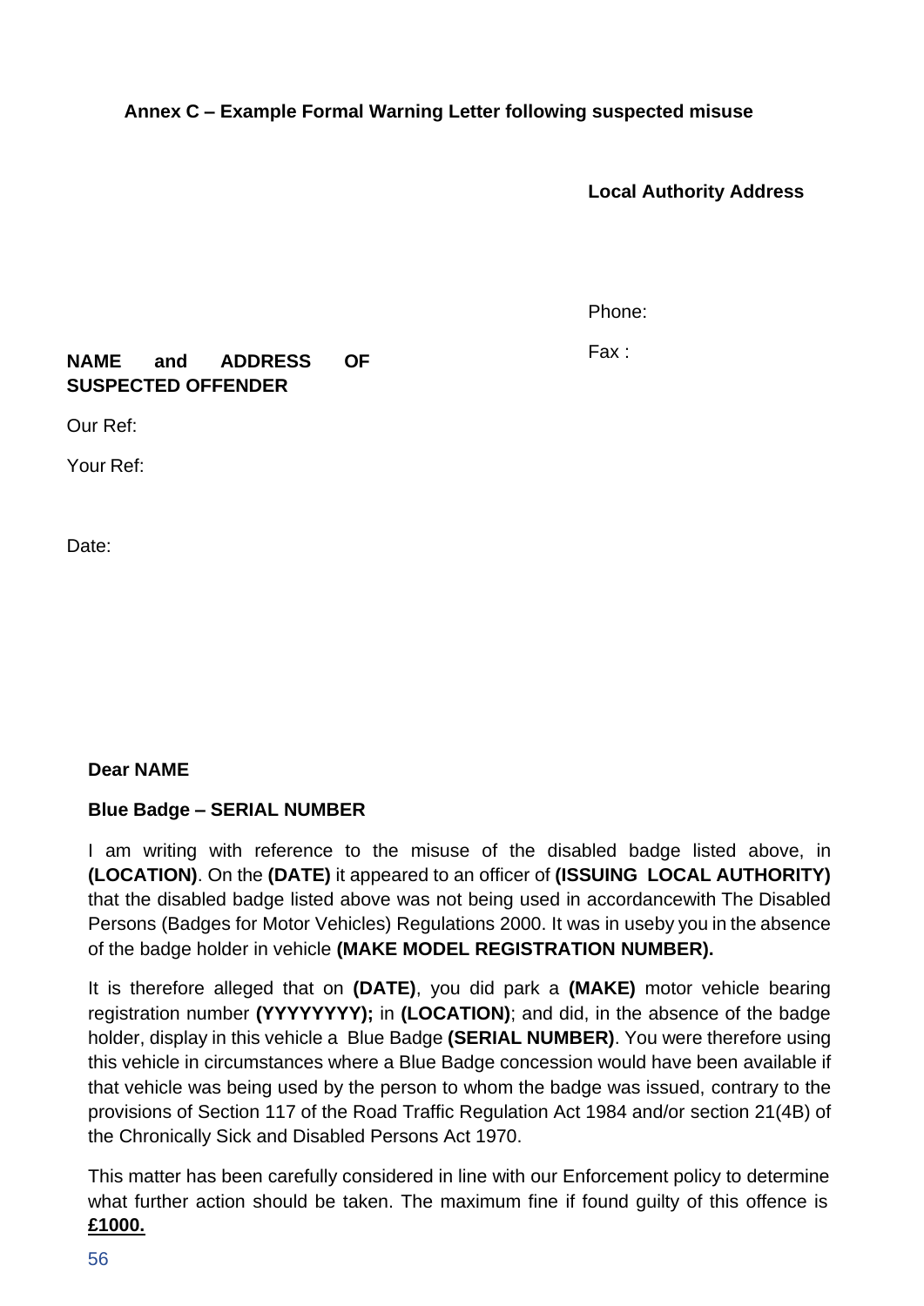**Annex C – Example Formal Warning Letter following suspected misuse**

**Local Authority Address**

Phone:

Fax :

**NAME and ADDRESS OF SUSPECTED OFFENDER**

Our Ref:

Your Ref:

Date:

**Dear NAME**

**Blue Badge – SERIAL NUMBER**

I am writing with reference to the misuse of the disabled badge listed above, in **(LOCATION)**. On the **(DATE)** it appeared to an officer of **(ISSUING LOCAL AUTHORITY)** that the disabled badge listed above was not being used in accordancewith The Disabled Persons (Badges for Motor Vehicles) Regulations 2000. It was in useby you in the absence of the badge holder in vehicle **(MAKE MODEL REGISTRATION NUMBER).**

It is therefore alleged that on **(DATE)**, you did park a **(MAKE)** motor vehicle bearing registration number **(YYYYYYYY);** in **(LOCATION)**; and did, in the absence of the badge holder, display in this vehicle a Blue Badge **(SERIAL NUMBER)**. You were therefore using this vehicle in circumstances where a Blue Badge concession would have been available if that vehicle was being used by the person to whom the badge was issued, contrary to the provisions of Section 117 of the Road Traffic Regulation Act 1984 and/or section 21(4B) of the Chronically Sick and Disabled Persons Act 1970.

This matter has been carefully considered in line with our Enforcement policy to determine what further action should be taken. The maximum fine if found guilty of this offence is **£1000.**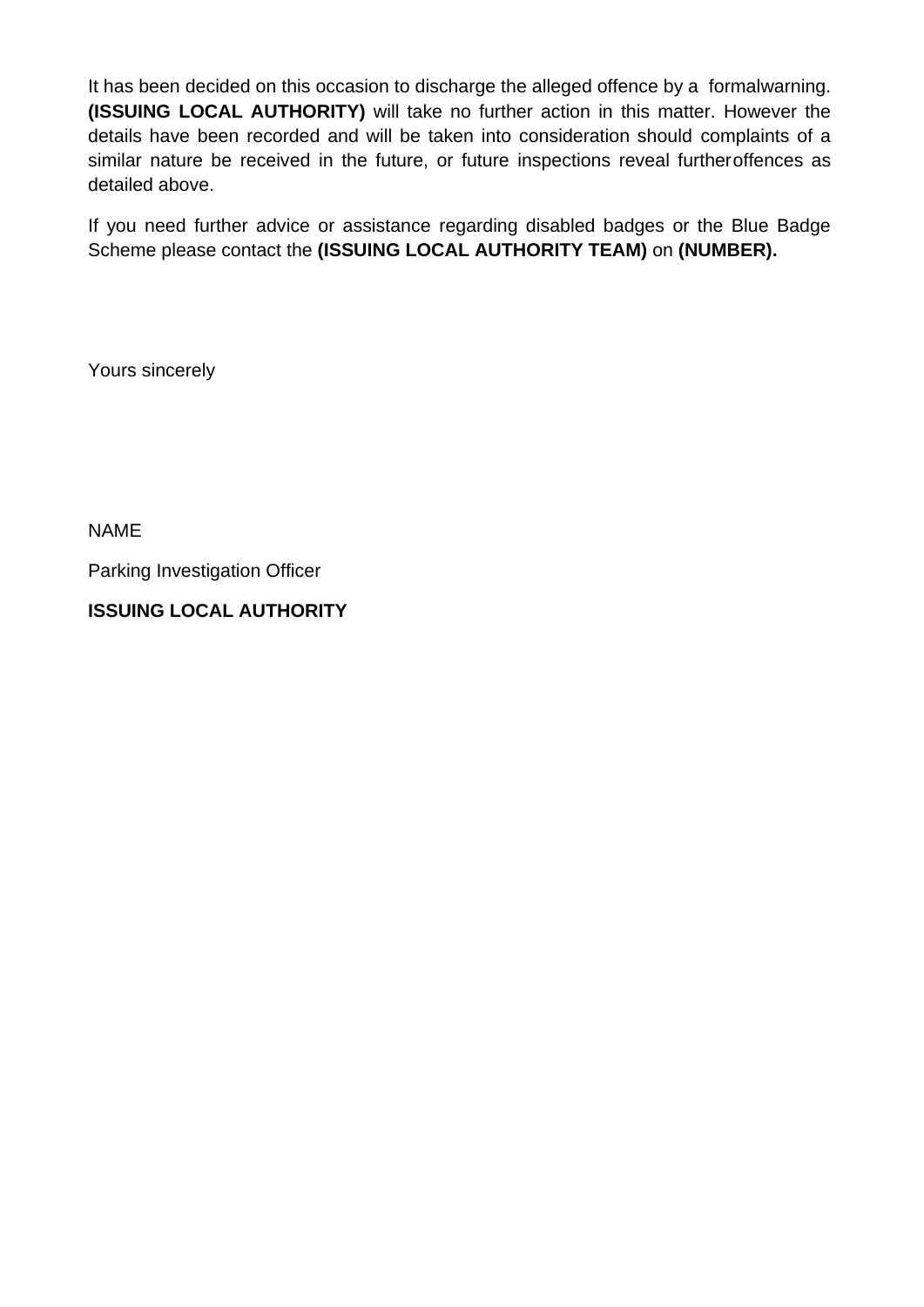It has been decided on this occasion to discharge the alleged offence by a formalwarning. **(ISSUING LOCAL AUTHORITY)** will take no further action in this matter. However the details have been recorded and will be taken into consideration should complaints of a similar nature be received in the future, or future inspections reveal furtheroffences as detailed above.

If you need further advice or assistance regarding disabled badges or the Blue Badge Scheme please contact the **(ISSUING LOCAL AUTHORITY TEAM)** on **(NUMBER).**

Yours sincerely

NAME

Parking Investigation Officer

**ISSUING LOCAL AUTHORITY**